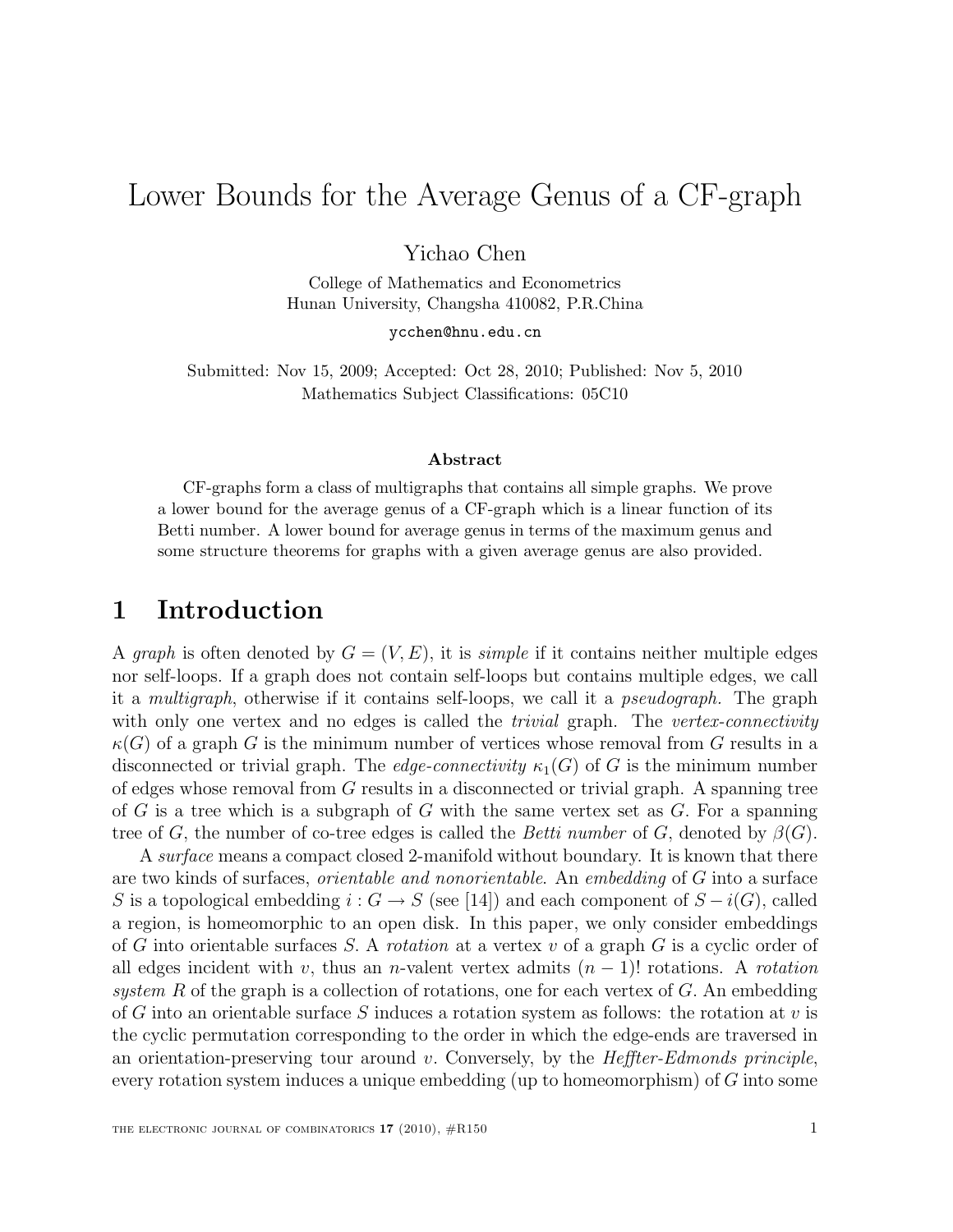# Lower Bounds for the Average Genus of a CF-graph

Yichao Chen

College of Mathematics and Econometrics
Hunan University, Changsha 410082, P.R.China

ycchen@hnu.edu.cn

Submitted: Nov 15, 2009; Accepted: Oct 28, 2010; Published: Nov 5, 2010
Mathematics Subject Classifications: 05C10

### Abstract

CF-graphs form a class of multigraphs that contains all simple graphs. We prove a lower bound for the average genus of a CF-graph which is a linear function of its Betti number. A lower bound for average genus in terms of the maximum genus and some structure theorems for graphs with a given average genus are also provided.

## 1 Introduction

A *graph* is often denoted by $G = (V, E)$, it is *simple* if it contains neither multiple edges nor self-loops. If a graph does not contain self-loops but contains multiple edges, we call it a *multigraph*, otherwise if it contains self-loops, we call it a *pseudograph.* The graph with only one vertex and no edges is called the *trivial* graph. The *vertex-connectivity* $\kappa(G)$ of a graph $G$ is the minimum number of vertices whose removal from $G$ results in a disconnected or trivial graph. The *edge-connectivity* $\kappa_1(G)$ of $G$ is the minimum number of edges whose removal from $G$ results in a disconnected or trivial graph. A spanning tree of $G$ is a tree which is a subgraph of $G$ with the same vertex set as $G$. For a spanning tree of $G$, the number of co-tree edges is called the *Betti number* of $G$, denoted by $\beta(G)$.

A *surface* means a compact closed 2-manifold without boundary. It is known that there are two kinds of surfaces, *orientable and nonorientable*. An *embedding* of $G$ into a surface $S$ is a topological embedding $i : G \to S$ (see [14]) and each component of $S - i(G)$, called a region, is homeomorphic to an open disk. In this paper, we only consider embeddings of $G$ into orientable surfaces $S$. A *rotation* at a vertex $v$ of a graph $G$ is a cyclic order of all edges incident with $v$, thus an $n$-valent vertex admits $(n-1)!$ rotations. A *rotation system* $R$ of the graph is a collection of rotations, one for each vertex of $G$. An embedding of $G$ into an orientable surface $S$ induces a rotation system as follows: the rotation at $v$ is the cyclic permutation corresponding to the order in which the edge-ends are traversed in an orientation-preserving tour around $v$. Conversely, by the *Heffter-Edmonds principle*, every rotation system induces a unique embedding (up to homeomorphism) of $G$ into some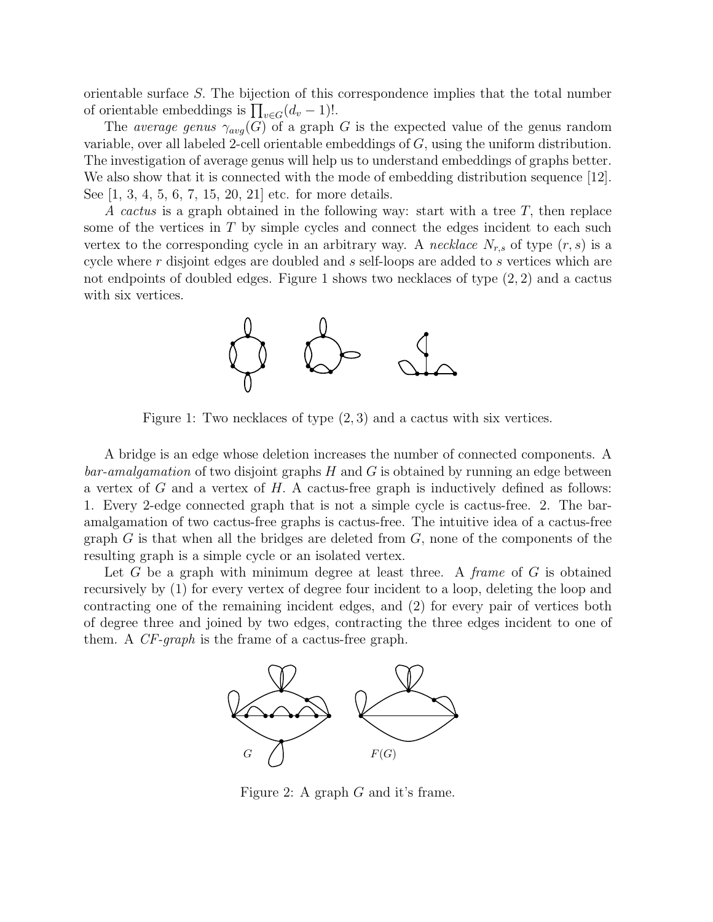orientable surface $S$. The bijection of this correspondence implies that the total number of orientable embeddings is $\prod_{v\in G}(d_v - 1)!$.

The *average genus* $\gamma_{avg}(G)$ of a graph $G$ is the expected value of the genus random variable, over all labeled 2-cell orientable embeddings of $G$, using the uniform distribution. The investigation of average genus will help us to understand embeddings of graphs better. We also show that it is connected with the mode of embedding distribution sequence [12]. See [1, 3, 4, 5, 6, 7, 15, 20, 21] etc. for more details.

*A cactus* is a graph obtained in the following way: start with a tree $T$, then replace some of the vertices in $T$ by simple cycles and connect the edges incident to each such vertex to the corresponding cycle in an arbitrary way. A *necklace* $N_{r,s}$ of type $(r, s)$ is a cycle where $r$ disjoint edges are doubled and $s$ self-loops are added to $s$ vertices which are not endpoints of doubled edges. Figure 1 shows two necklaces of type $(2, 2)$ and a cactus with six vertices.

Figure 1: Two necklaces of type $(2, 3)$ and a cactus with six vertices.

A bridge is an edge whose deletion increases the number of connected components. A *bar-amalgamation* of two disjoint graphs $H$ and $G$ is obtained by running an edge between a vertex of $G$ and a vertex of $H$. A cactus-free graph is inductively defined as follows: 1. Every 2-edge connected graph that is not a simple cycle is cactus-free. 2. The bar-amalgamation of two cactus-free graphs is cactus-free. The intuitive idea of a cactus-free graph $G$ is that when all the bridges are deleted from $G$, none of the components of the resulting graph is a simple cycle or an isolated vertex.

Let $G$ be a graph with minimum degree at least three. A *frame* of $G$ is obtained recursively by (1) for every vertex of degree four incident to a loop, deleting the loop and contracting one of the remaining incident edges, and (2) for every pair of vertices both of degree three and joined by two edges, contracting the three edges incident to one of them. A *CF-graph* is the frame of a cactus-free graph.

$G$

$F(G)$

Figure 2: A graph $G$ and it's frame.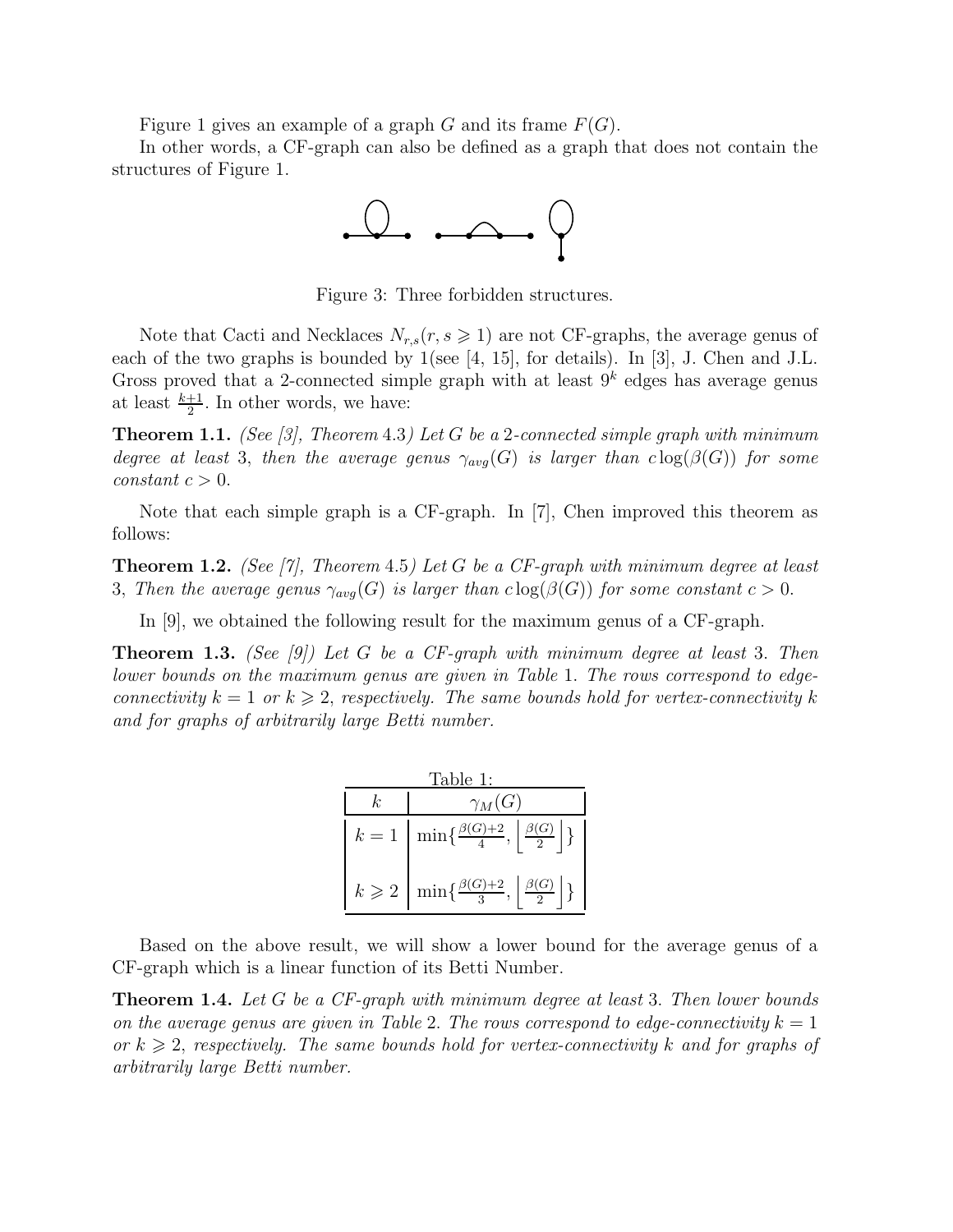Figure 1 gives an example of a graph $G$ and its frame $F(G)$.

In other words, a CF-graph can also be defined as a graph that does not contain the structures of Figure 1.

Figure 3: Three forbidden structures.

Note that Cacti and Necklaces $N_{r,s}(r, s \geqslant 1)$ are not CF-graphs, the average genus of each of the two graphs is bounded by 1(see [4, 15], for details). In [3], J. Chen and J.L. Gross proved that a 2-connected simple graph with at least $9^k$ edges has average genus at least $\frac{k+1}{2}$. In other words, we have:

**Theorem 1.1.** *(See [3], Theorem 4.3) Let $G$ be a 2-connected simple graph with minimum degree at least 3, then the average genus $\gamma_{avg}(G)$ is larger than $c\log(\beta(G))$ for some constant $c > 0$.*

Note that each simple graph is a CF-graph. In [7], Chen improved this theorem as follows:

**Theorem 1.2.** *(See [7], Theorem 4.5) Let $G$ be a CF-graph with minimum degree at least 3, Then the average genus $\gamma_{avg}(G)$ is larger than $c\log(\beta(G))$ for some constant $c > 0$.*

In [9], we obtained the following result for the maximum genus of a CF-graph.

**Theorem 1.3.** *(See [9]) Let $G$ be a CF-graph with minimum degree at least 3. Then lower bounds on the maximum genus are given in Table 1. The rows correspond to edge-connectivity $k = 1$ or $k \geqslant 2$, respectively. The same bounds hold for vertex-connectivity $k$ and for graphs of arbitrarily large Betti number.*

Table 1:

| $k$ | $\gamma_M(G)$ |
|---|---|
| $k = 1$ | $\min\{\frac{\beta(G)+2}{4}, \left\lfloor \frac{\beta(G)}{2} \right\rfloor\}$ |
| $k \geqslant 2$ | $\min\{\frac{\beta(G)+2}{3}, \left\lfloor \frac{\beta(G)}{2} \right\rfloor\}$ |

Based on the above result, we will show a lower bound for the average genus of a CF-graph which is a linear function of its Betti Number.

**Theorem 1.4.** *Let $G$ be a CF-graph with minimum degree at least 3. Then lower bounds on the average genus are given in Table 2. The rows correspond to edge-connectivity $k = 1$ or $k \geqslant 2$, respectively. The same bounds hold for vertex-connectivity $k$ and for graphs of arbitrarily large Betti number.*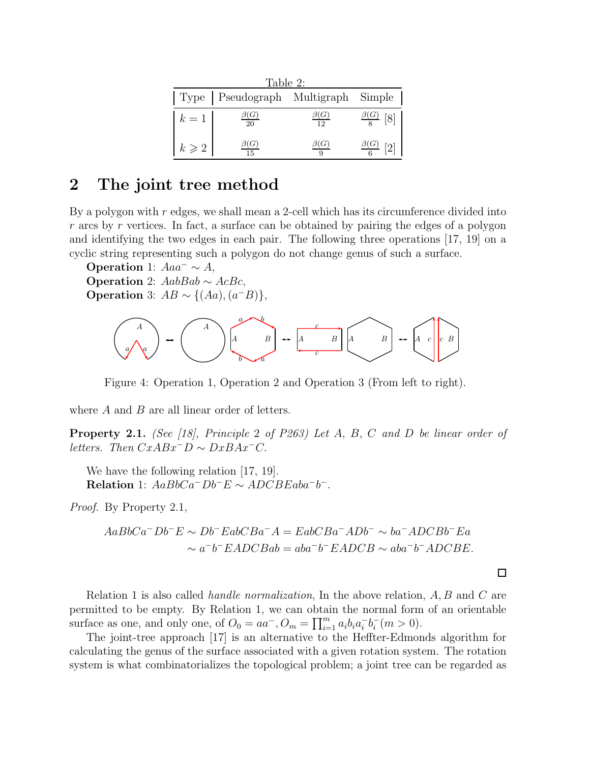Table 2:

| Type | Pseudograph | Multigraph | Simple |
|---|---|---|---|
| $k = 1$ | $\frac{\beta(G)}{20}$ | $\frac{\beta(G)}{12}$ | $\frac{\beta(G)}{8}$ [8] |
| $k \geqslant 2$ | $\frac{\beta(G)}{15}$ | $\frac{\beta(G)}{9}$ | $\frac{\beta(G)}{6}$ [2] |

## 2 The joint tree method

By a polygon with $r$ edges, we shall mean a 2-cell which has its circumference divided into $r$ arcs by $r$ vertices. In fact, a surface can be obtained by pairing the edges of a polygon and identifying the two edges in each pair. The following three operations [17, 19] on a cyclic string representing such a polygon do not change genus of such a surface.

**Operation 1**: $Aaa^{-} \sim A$,

**Operation 2**: $AabBab \sim AcBc$,

**Operation 3**: $AB \sim \{(Aa), (a^{-}B)\}$,

Figure 4: Operation 1, Operation 2 and Operation 3 (From left to right).

where $A$ and $B$ are all linear order of letters.

**Property 2.1.** *(See [18], Principle 2 of P263) Let $A$, $B$, $C$ and $D$ be linear order of letters. Then $CxABx^{-}D \sim DxBAx^{-}C$.*

We have the following relation [17, 19].

**Relation 1**: $AaBbCa^{-}Db^{-}E \sim ADCBEaba^{-}b^{-}$.

*Proof.* By Property 2.1,

$$AaBbCa^{-}Db^{-}E \sim Db^{-}EabCBa^{-}A = EabCBa^{-}ADb^{-} \sim ba^{-}ADCBb^{-}Ea$$
$$\sim a^{-}b^{-}EADCBab = aba^{-}b^{-}EADCB \sim aba^{-}b^{-}ADCBE.$$

□

Relation 1 is also called *handle normalization*, In the above relation, $A, B$ and $C$ are permitted to be empty. By Relation 1, we can obtain the normal form of an orientable surface as one, and only one, of $O_0 = aa^{-}, O_m = \prod_{i=1}^{m} a_i b_i a_i^{-} b_i^{-} (m > 0)$.

The joint-tree approach [17] is an alternative to the Heffter-Edmonds algorithm for calculating the genus of the surface associated with a given rotation system. The rotation system is what combinatorializes the topological problem; a joint tree can be regarded as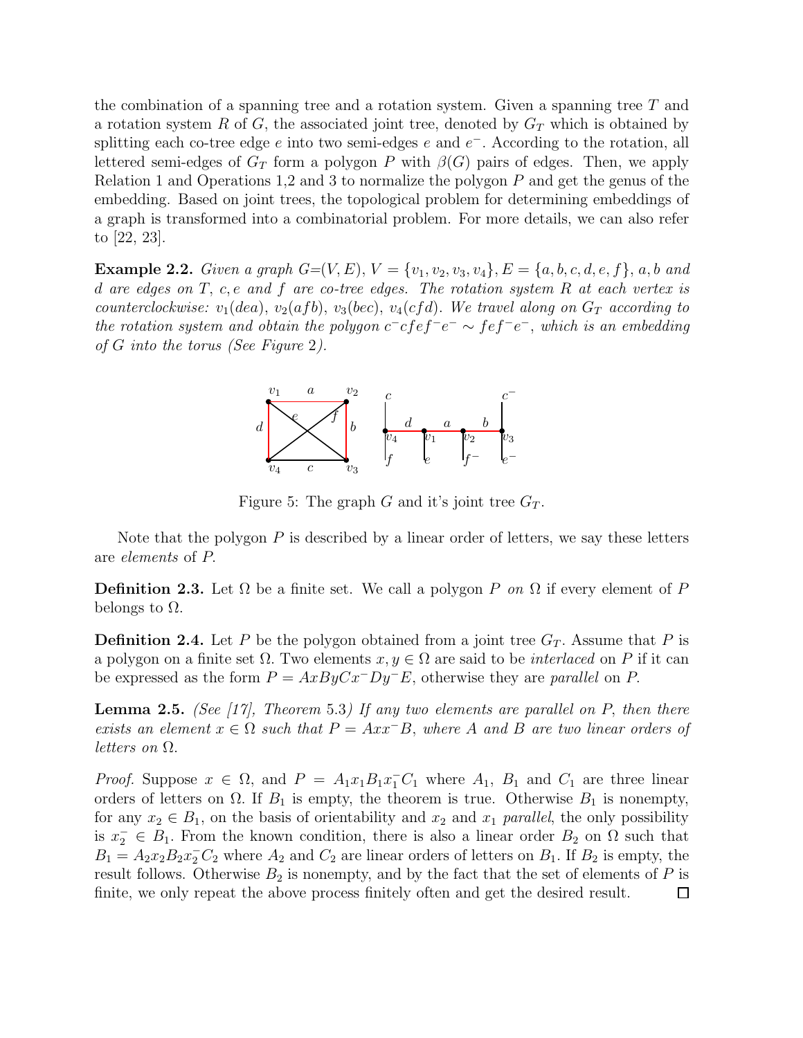the combination of a spanning tree and a rotation system. Given a spanning tree $T$ and a rotation system $R$ of $G$, the associated joint tree, denoted by $G_T$ which is obtained by splitting each co-tree edge $e$ into two semi-edges $e$ and $e^-$. According to the rotation, all lettered semi-edges of $G_T$ form a polygon $P$ with $\beta(G)$ pairs of edges. Then, we apply Relation 1 and Operations 1,2 and 3 to normalize the polygon $P$ and get the genus of the embedding. Based on joint trees, the topological problem for determining embeddings of a graph is transformed into a combinatorial problem. For more details, we can also refer to [22, 23].

**Example 2.2.** *Given a graph $G$=$(V, E)$, $V = \{v_1, v_2, v_3, v_4\}$, $E = \{a, b, c, d, e, f\}$, $a, b$ and $d$ are edges on $T$, $c, e$ and $f$ are co-tree edges. The rotation system $R$ at each vertex is counterclockwise: $v_1(dea)$, $v_2(afb)$, $v_3(bec)$, $v_4(cfd)$. We travel along on $G_T$ according to the rotation system and obtain the polygon $c^-cfef^-e^- \sim fef^-e^-$, which is an embedding of $G$ into the torus (See Figure 2).*

$v_1$ $a$ $v_2$ $d$ $e$ $f$ $b$ $v_4$ $c$ $v_3$

$c$ $c^-$ $d$ $a$ $b$ $v_4$ $v_1$ $v_2$ $v_3$ $f$ $e$ $f^-$ $e^-$

Figure 5: The graph $G$ and it's joint tree $G_T$.

Note that the polygon $P$ is described by a linear order of letters, we say these letters are *elements* of $P$.

**Definition 2.3.** Let $\Omega$ be a finite set. We call a polygon $P$ *on* $\Omega$ if every element of $P$ belongs to $\Omega$.

**Definition 2.4.** Let $P$ be the polygon obtained from a joint tree $G_T$. Assume that $P$ is a polygon on a finite set $\Omega$. Two elements $x, y \in \Omega$ are said to be *interlaced* on $P$ if it can be expressed as the form $P = AxByCx^-Dy^-E$, otherwise they are *parallel* on $P$.

**Lemma 2.5.** *(See [17], Theorem 5.3) If any two elements are parallel on $P$, then there exists an element $x \in \Omega$ such that $P = Axx^-B$, where $A$ and $B$ are two linear orders of letters on $\Omega$.*

*Proof.* Suppose $x \in \Omega$, and $P = A_1x_1B_1x_1^-C_1$ where $A_1$, $B_1$ and $C_1$ are three linear orders of letters on $\Omega$. If $B_1$ is empty, the theorem is true. Otherwise $B_1$ is nonempty, for any $x_2 \in B_1$, on the basis of orientability and $x_2$ and $x_1$ *parallel*, the only possibility is $x_2^- \in B_1$. From the known condition, there is also a linear order $B_2$ on $\Omega$ such that $B_1 = A_2x_2B_2x_2^-C_2$ where $A_2$ and $C_2$ are linear orders of letters on $B_1$. If $B_2$ is empty, the result follows. Otherwise $B_2$ is nonempty, and by the fact that the set of elements of $P$ is finite, we only repeat the above process finitely often and get the desired result. □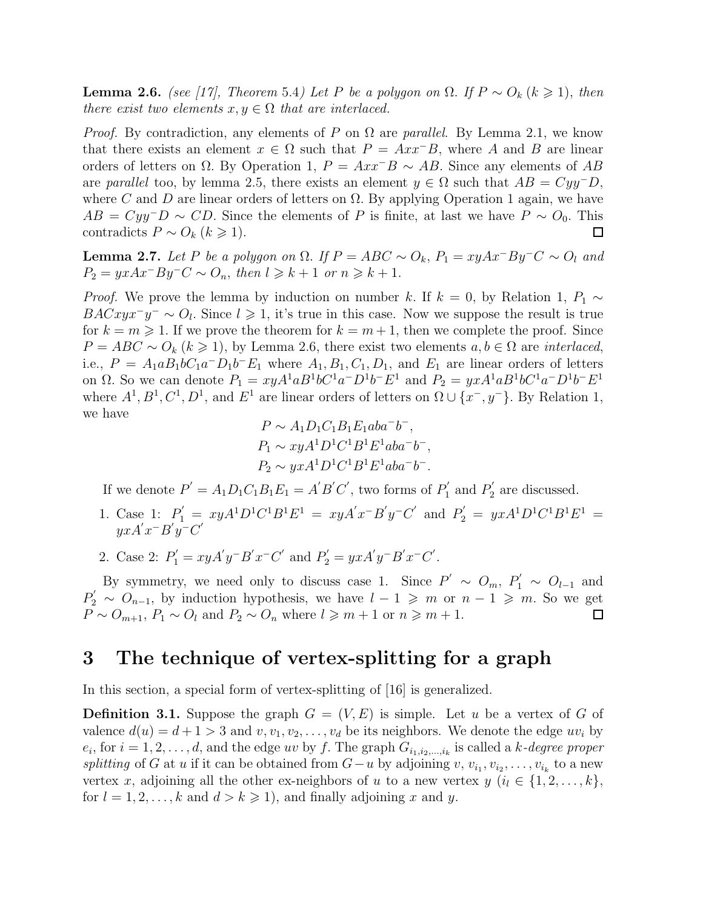**Lemma 2.6.** *(see [17], Theorem 5.4) Let $P$ be a polygon on $\Omega$. If $P \sim O_k$ ($k \geqslant 1$), then there exist two elements $x, y \in \Omega$ that are interlaced.*

*Proof.* By contradiction, any elements of $P$ on $\Omega$ are *parallel*. By Lemma 2.1, we know that there exists an element $x \in \Omega$ such that $P = Axx^-B$, where $A$ and $B$ are linear orders of letters on $\Omega$. By Operation 1, $P = Axx^-B \sim AB$. Since any elements of $AB$ are *parallel* too, by lemma 2.5, there exists an element $y \in \Omega$ such that $AB = Cyy^-D$, where $C$ and $D$ are linear orders of letters on $\Omega$. By applying Operation 1 again, we have $AB = Cyy^-D \sim CD$. Since the elements of $P$ is finite, at last we have $P \sim O_0$. This contradicts $P \sim O_k$ ($k \geqslant 1$). □

**Lemma 2.7.** *Let $P$ be a polygon on $\Omega$. If $P = ABC \sim O_k$, $P_1 = xyAx^-By^-C \sim O_l$ and $P_2 = yxAx^-By^-C \sim O_n$, then $l \geqslant k+1$ or $n \geqslant k+1$.*

*Proof.* We prove the lemma by induction on number $k$. If $k = 0$, by Relation 1, $P_1 \sim BACxyx^-y^- \sim O_l$. Since $l \geqslant 1$, it's true in this case. Now we suppose the result is true for $k = m \geqslant 1$. If we prove the theorem for $k = m+1$, then we complete the proof. Since $P = ABC \sim O_k$ ($k \geqslant 1$), by Lemma 2.6, there exist two elements $a, b \in \Omega$ are *interlaced*, i.e., $P = A_1aB_1bC_1a^-D_1b^-E_1$ where $A_1, B_1, C_1, D_1$, and $E_1$ are linear orders of letters on $\Omega$. So we can denote $P_1 = xyA^1aB^1bC^1a^-D^1b^-E^1$ and $P_2 = yxA^1aB^1bC^1a^-D^1b^-E^1$ where $A^1, B^1, C^1, D^1$, and $E^1$ are linear orders of letters on $\Omega \cup \{x^-, y^-\}$. By Relation 1, we have

$$
\begin{aligned}
P &\sim A_1D_1C_1B_1E_1aba^-b^-, \\
P_1 &\sim xyA^1D^1C^1B^1E^1aba^-b^-, \\
P_2 &\sim yxA^1D^1C^1B^1E^1aba^-b^-.
\end{aligned}
$$

If we denote $P' = A_1D_1C_1B_1E_1 = A'B'C'$, two forms of $P_1'$ and $P_2'$ are discussed.

1. Case 1: $P_1' = xyA^1D^1C^1B^1E^1 = xyA'x^-B'y^-C'$ and $P_2' = yxA^1D^1C^1B^1E^1 = yxA'x^-B'y^-C'$
2. Case 2: $P_1' = xyA'y^-B'x^-C'$ and $P_2' = yxA'y^-B'x^-C'$.

By symmetry, we need only to discuss case 1. Since $P' \sim O_m$, $P_1' \sim O_{l-1}$ and $P_2' \sim O_{n-1}$, by induction hypothesis, we have $l-1 \geqslant m$ or $n-1 \geqslant m$. So we get $P \sim O_{m+1}$, $P_1 \sim O_l$ and $P_2 \sim O_n$ where $l \geqslant m+1$ or $n \geqslant m+1$. □

# 3 The technique of vertex-splitting for a graph

In this section, a special form of vertex-splitting of [16] is generalized.

**Definition 3.1.** Suppose the graph $G = (V, E)$ is simple. Let $u$ be a vertex of $G$ of valence $d(u) = d+1 > 3$ and $v, v_1, v_2, \ldots, v_d$ be its neighbors. We denote the edge $uv_i$ by $e_i$, for $i = 1, 2, \ldots, d$, and the edge $uv$ by $f$. The graph $G_{i_1,i_2,\ldots,i_k}$ is called a *$k$-degree proper splitting* of $G$ at $u$ if it can be obtained from $G - u$ by adjoining $v, v_{i_1}, v_{i_2}, \ldots, v_{i_k}$ to a new vertex $x$, adjoining all the other ex-neighbors of $u$ to a new vertex $y$ ($i_l \in \{1, 2, \ldots, k\}$, for $l = 1, 2, \ldots, k$ and $d > k \geqslant 1$), and finally adjoining $x$ and $y$.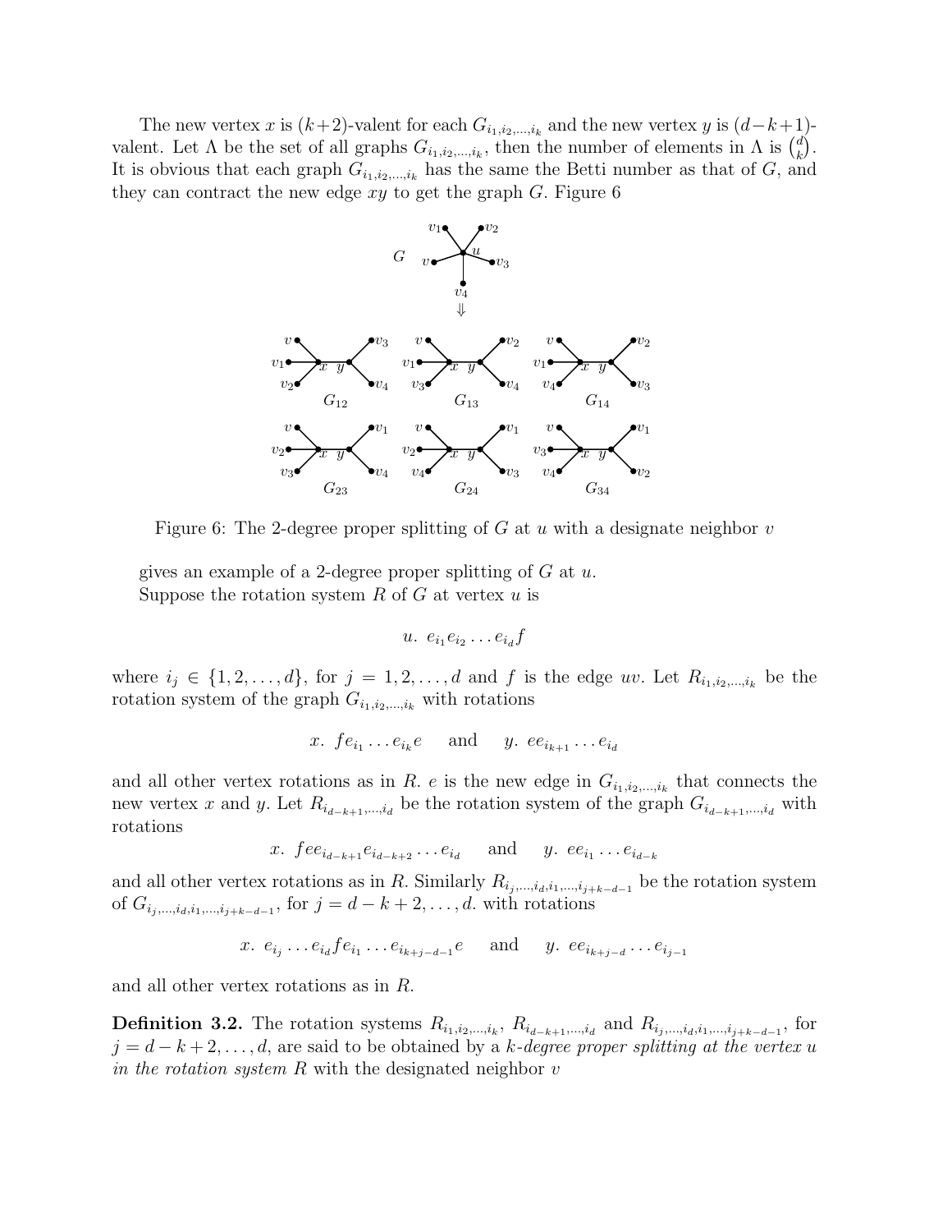The new vertex $x$ is $(k+2)$-valent for each $G_{i_1,i_2,\ldots,i_k}$ and the new vertex $y$ is $(d-k+1)$-valent. Let $\Lambda$ be the set of all graphs $G_{i_1,i_2,\ldots,i_k}$, then the number of elements in $\Lambda$ is $\binom{d}{k}$. It is obvious that each graph $G_{i_1,i_2,\ldots,i_k}$ has the same the Betti number as that of $G$, and they can contract the new edge $xy$ to get the graph $G$. Figure 6

Figure 6: The 2-degree proper splitting of $G$ at $u$ with a designate neighbor $v$

gives an example of a 2-degree proper splitting of $G$ at $u$.

Suppose the rotation system $R$ of $G$ at vertex $u$ is

$$u.\ e_{i_1}e_{i_2}\ldots e_{i_d}f$$

where $i_j \in \{1, 2, \ldots, d\}$, for $j = 1, 2, \ldots, d$ and $f$ is the edge $uv$. Let $R_{i_1,i_2,\ldots,i_k}$ be the rotation system of the graph $G_{i_1,i_2,\ldots,i_k}$ with rotations

$$x.\ fe_{i_1}\ldots e_{i_k}e \quad \text{ and } \quad y.\ ee_{i_{k+1}}\ldots e_{i_d}$$

and all other vertex rotations as in $R$. $e$ is the new edge in $G_{i_1,i_2,\ldots,i_k}$ that connects the new vertex $x$ and $y$. Let $R_{i_{d-k+1},\ldots,i_d}$ be the rotation system of the graph $G_{i_{d-k+1},\ldots,i_d}$ with rotations

$$x.\ fee_{i_{d-k+1}}e_{i_{d-k+2}}\ldots e_{i_d} \quad \text{ and } \quad y.\ ee_{i_1}\ldots e_{i_{d-k}}$$

and all other vertex rotations as in $R$. Similarly $R_{i_j,\ldots,i_d,i_1,\ldots,i_{j+k-d-1}}$ be the rotation system of $G_{i_j,\ldots,i_d,i_1,\ldots,i_{j+k-d-1}}$, for $j = d-k+2, \ldots, d$. with rotations

$$x.\ e_{i_j}\ldots e_{i_d}fe_{i_1}\ldots e_{i_{k+j-d-1}}e \quad \text{ and } \quad y.\ ee_{i_{k+j-d}}\ldots e_{i_{j-1}}$$

and all other vertex rotations as in $R$.

**Definition 3.2.** The rotation systems $R_{i_1,i_2,\ldots,i_k}$, $R_{i_{d-k+1},\ldots,i_d}$ and $R_{i_j,\ldots,i_d,i_1,\ldots,i_{j+k-d-1}}$, for $j = d-k+2, \ldots, d$, are said to be obtained by a *k-degree proper splitting at the vertex $u$ in the rotation system $R$* with the designated neighbor $v$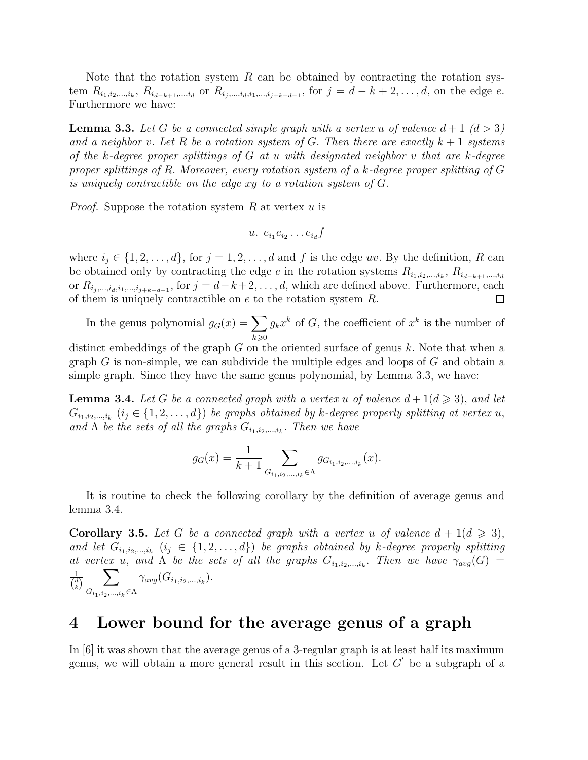Note that the rotation system $R$ can be obtained by contracting the rotation system $R_{i_1,i_2,\ldots,i_k}$, $R_{i_{d-k+1},\ldots,i_d}$ or $R_{i_j,\ldots,i_d,i_1,\ldots,i_{j+k-d-1}}$, for $j = d-k+2,\ldots,d$, on the edge $e$. Furthermore we have:

**Lemma 3.3.** *Let $G$ be a connected simple graph with a vertex $u$ of valence $d+1$ $(d > 3)$ and a neighbor $v$. Let $R$ be a rotation system of $G$. Then there are exactly $k+1$ systems of the $k$-degree proper splittings of $G$ at $u$ with designated neighbor $v$ that are $k$-degree proper splittings of $R$. Moreover, every rotation system of a $k$-degree proper splitting of $G$ is uniquely contractible on the edge $xy$ to a rotation system of $G$.*

*Proof.* Suppose the rotation system $R$ at vertex $u$ is

$$u.\ e_{i_1}e_{i_2}\ldots e_{i_d}f$$

where $i_j \in \{1,2,\ldots,d\}$, for $j = 1,2,\ldots,d$ and $f$ is the edge $uv$. By the definition, $R$ can be obtained only by contracting the edge $e$ in the rotation systems $R_{i_1,i_2,\ldots,i_k}$, $R_{i_{d-k+1},\ldots,i_d}$ or $R_{i_j,\ldots,i_d,i_1,\ldots,i_{j+k-d-1}}$, for $j = d-k+2,\ldots,d$, which are defined above. Furthermore, each of them is uniquely contractible on $e$ to the rotation system $R$. $\square$

In the genus polynomial $g_G(x) = \sum_{k\geqslant 0} g_k x^k$ of $G$, the coefficient of $x^k$ is the number of distinct embeddings of the graph $G$ on the oriented surface of genus $k$. Note that when a graph $G$ is non-simple, we can subdivide the multiple edges and loops of $G$ and obtain a simple graph. Since they have the same genus polynomial, by Lemma 3.3, we have:

**Lemma 3.4.** *Let $G$ be a connected graph with a vertex $u$ of valence $d+1(d \geqslant 3)$, and let $G_{i_1,i_2,\ldots,i_k}$ $(i_j \in \{1,2,\ldots,d\})$ be graphs obtained by $k$-degree properly splitting at vertex $u$, and $\Lambda$ be the sets of all the graphs $G_{i_1,i_2,\ldots,i_k}$. Then we have*

$$g_G(x) = \frac{1}{k+1}\sum_{G_{i_1,i_2,\ldots,i_k}\in\Lambda} g_{G_{i_1,i_2,\ldots,i_k}}(x).$$

It is routine to check the following corollary by the definition of average genus and lemma 3.4.

**Corollary 3.5.** *Let $G$ be a connected graph with a vertex $u$ of valence $d+1(d \geqslant 3)$, and let $G_{i_1,i_2,\ldots,i_k}$ $(i_j \in \{1,2,\ldots,d\})$ be graphs obtained by $k$-degree properly splitting at vertex $u$, and $\Lambda$ be the sets of all the graphs $G_{i_1,i_2,\ldots,i_k}$. Then we have $\gamma_{avg}(G) = \frac{1}{\binom{d}{k}}\sum_{G_{i_1,i_2,\ldots,i_k}\in\Lambda}\gamma_{avg}(G_{i_1,i_2,\ldots,i_k})$.*

# 4 Lower bound for the average genus of a graph

In [6] it was shown that the average genus of a 3-regular graph is at least half its maximum genus, we will obtain a more general result in this section. Let $G'$ be a subgraph of a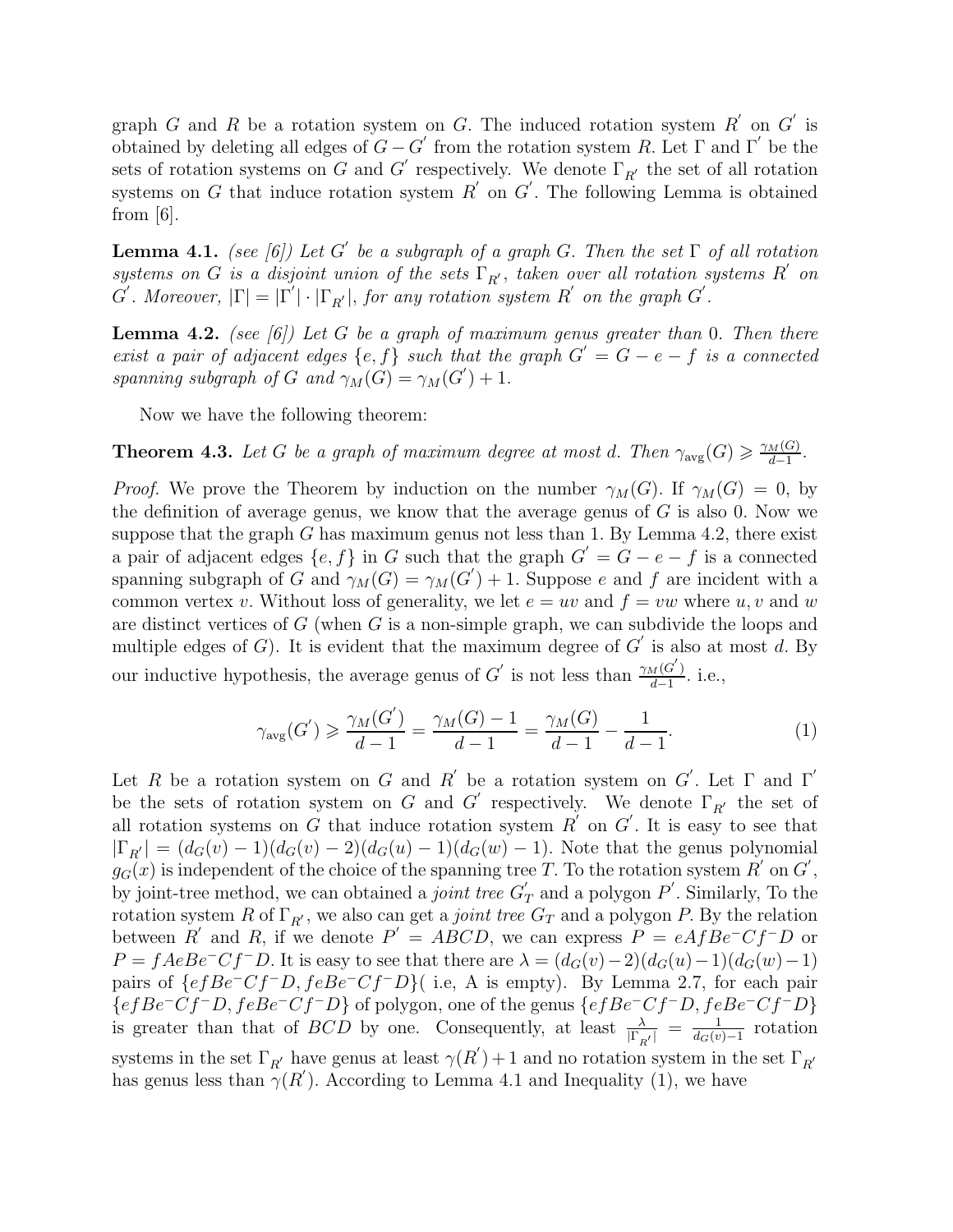graph $G$ and $R$ be a rotation system on $G$. The induced rotation system $R^{'}$ on $G^{'}$ is obtained by deleting all edges of $G-G^{'}$ from the rotation system $R$. Let $\Gamma$ and $\Gamma^{'}$ be the sets of rotation systems on $G$ and $G^{'}$ respectively. We denote $\Gamma_{R^{'}}$ the set of all rotation systems on $G$ that induce rotation system $R^{'}$ on $G^{'}$. The following Lemma is obtained from [6].

**Lemma 4.1.** *(see [6]) Let $G^{'}$ be a subgraph of a graph $G$. Then the set $\Gamma$ of all rotation systems on $G$ is a disjoint union of the sets $\Gamma_{R^{'}}$, taken over all rotation systems $R^{'}$ on $G^{'}$. Moreover, $|\Gamma| = |\Gamma^{'}| \cdot |\Gamma_{R^{'}}|$, for any rotation system $R^{'}$ on the graph $G^{'}$.*

**Lemma 4.2.** *(see [6]) Let $G$ be a graph of maximum genus greater than $0$. Then there exist a pair of adjacent edges $\{e, f\}$ such that the graph $G^{'} = G - e - f$ is a connected spanning subgraph of $G$ and $\gamma_M(G) = \gamma_M(G^{'}) + 1$.*

Now we have the following theorem:

**Theorem 4.3.** *Let $G$ be a graph of maximum degree at most $d$. Then $\gamma_{\text{avg}}(G) \geqslant \frac{\gamma_M(G)}{d-1}$.*

*Proof.* We prove the Theorem by induction on the number $\gamma_M(G)$. If $\gamma_M(G) = 0$, by the definition of average genus, we know that the average genus of $G$ is also 0. Now we suppose that the graph $G$ has maximum genus not less than 1. By Lemma 4.2, there exist a pair of adjacent edges $\{e, f\}$ in $G$ such that the graph $G^{'} = G - e - f$ is a connected spanning subgraph of $G$ and $\gamma_M(G) = \gamma_M(G^{'}) + 1$. Suppose $e$ and $f$ are incident with a common vertex $v$. Without loss of generality, we let $e = uv$ and $f = vw$ where $u, v$ and $w$ are distinct vertices of $G$ (when $G$ is a non-simple graph, we can subdivide the loops and multiple edges of $G$). It is evident that the maximum degree of $G^{'}$ is also at most $d$. By our inductive hypothesis, the average genus of $G^{'}$ is not less than $\frac{\gamma_M(G^{'})}{d-1}$. i.e.,

$$\gamma_{\text{avg}}(G^{'}) \geqslant \frac{\gamma_M(G^{'})}{d-1} = \frac{\gamma_M(G) - 1}{d-1} = \frac{\gamma_M(G)}{d-1} - \frac{1}{d-1}. \tag{1}$$

Let $R$ be a rotation system on $G$ and $R^{'}$ be a rotation system on $G^{'}$. Let $\Gamma$ and $\Gamma^{'}$ be the sets of rotation system on $G$ and $G^{'}$ respectively. We denote $\Gamma_{R^{'}}$ the set of all rotation systems on $G$ that induce rotation system $R^{'}$ on $G^{'}$. It is easy to see that $|\Gamma_{R^{'}}| = (d_G(v)-1)(d_G(v)-2)(d_G(u)-1)(d_G(w)-1)$. Note that the genus polynomial $g_G(x)$ is independent of the choice of the spanning tree $T$. To the rotation system $R^{'}$ on $G^{'}$, by joint-tree method, we can obtained a *joint tree* $G^{'}_T$ and a polygon $P^{'}$. Similarly, To the rotation system $R$ of $\Gamma_{R^{'}}$, we also can get a *joint tree* $G_T$ and a polygon $P$. By the relation between $R^{'}$ and $R$, if we denote $P^{'} = ABCD$, we can express $P = eAfBe^{-}Cf^{-}D$ or $P = fAeBe^{-}Cf^{-}D$. It is easy to see that there are $\lambda = (d_G(v)-2)(d_G(u)-1)(d_G(w)-1)$ pairs of $\{efBe^{-}Cf^{-}D, feBe^{-}Cf^{-}D\}$( i.e, A is empty). By Lemma 2.7, for each pair $\{efBe^{-}Cf^{-}D, feBe^{-}Cf^{-}D\}$ of polygon, one of the genus $\{efBe^{-}Cf^{-}D, feBe^{-}Cf^{-}D\}$ is greater than that of $BCD$ by one. Consequently, at least $\frac{\lambda}{|\Gamma_{R^{'}}|} = \frac{1}{d_G(v)-1}$ rotation systems in the set $\Gamma_{R^{'}}$ have genus at least $\gamma(R^{'})+1$ and no rotation system in the set $\Gamma_{R^{'}}$ has genus less than $\gamma(R^{'})$. According to Lemma 4.1 and Inequality (1), we have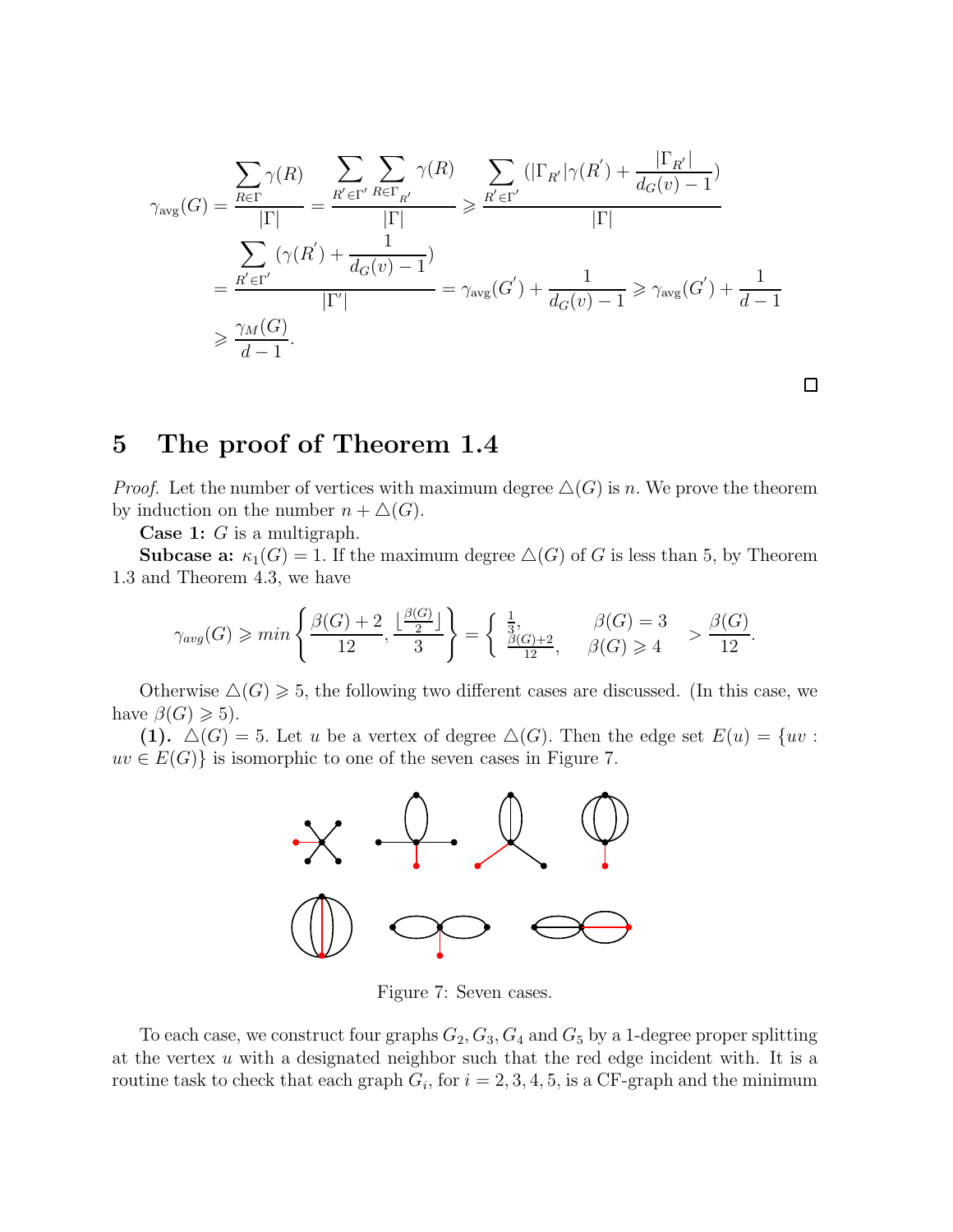$$
\begin{aligned}
\gamma_{\text{avg}}(G) &= \frac{\sum\limits_{R\in\Gamma}\gamma(R)}{|\Gamma|} = \frac{\sum\limits_{R'\in\Gamma'}\sum\limits_{R\in\Gamma_{R'}}\gamma(R)}{|\Gamma|} \geqslant \frac{\sum\limits_{R'\in\Gamma'}(|\Gamma_{R'}|\gamma(R') + \frac{|\Gamma_{R'}|}{d_G(v)-1})}{|\Gamma|} \\
&= \frac{\sum\limits_{R'\in\Gamma'}(\gamma(R') + \frac{1}{d_G(v)-1})}{|\Gamma'|} = \gamma_{\text{avg}}(G') + \frac{1}{d_G(v)-1} \geqslant \gamma_{\text{avg}}(G') + \frac{1}{d-1} \\
&\geqslant \frac{\gamma_M(G)}{d-1}.
\end{aligned}
$$

□

## 5 The proof of Theorem 1.4

*Proof.* Let the number of vertices with maximum degree $\triangle(G)$ is $n$. We prove the theorem by induction on the number $n + \triangle(G)$.

**Case 1:** $G$ is a multigraph.

**Subcase a:** $\kappa_1(G) = 1$. If the maximum degree $\triangle(G)$ of $G$ is less than 5, by Theorem 1.3 and Theorem 4.3, we have

$$
\gamma_{avg}(G) \geqslant min\left\{\frac{\beta(G)+2}{12}, \frac{\lfloor\frac{\beta(G)}{2}\rfloor}{3}\right\} = \begin{cases} \frac{1}{3}, & \beta(G) = 3 \\ \frac{\beta(G)+2}{12}, & \beta(G) \geqslant 4 \end{cases} > \frac{\beta(G)}{12}.
$$

Otherwise $\triangle(G) \geqslant 5$, the following two different cases are discussed. (In this case, we have $\beta(G) \geqslant 5$).

**(1).** $\triangle(G) = 5$. Let $u$ be a vertex of degree $\triangle(G)$. Then the edge set $E(u) = \{uv : uv \in E(G)\}$ is isomorphic to one of the seven cases in Figure 7.

Figure 7: Seven cases.

To each case, we construct four graphs $G_2, G_3, G_4$ and $G_5$ by a 1-degree proper splitting at the vertex $u$ with a designated neighbor such that the red edge incident with. It is a routine task to check that each graph $G_i$, for $i = 2, 3, 4, 5$, is a CF-graph and the minimum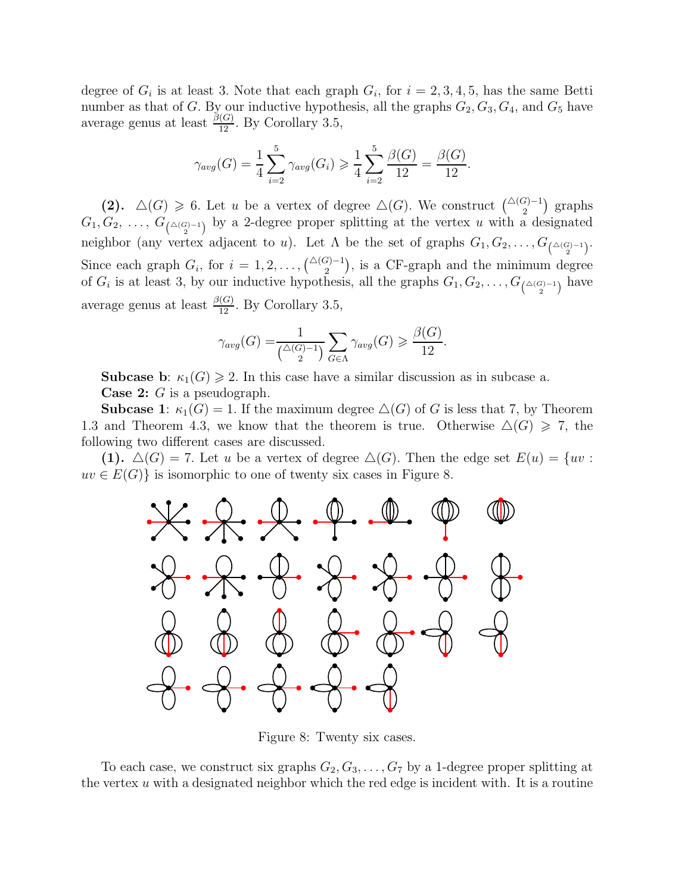degree of $G_i$ is at least 3. Note that each graph $G_i$, for $i = 2, 3, 4, 5$, has the same Betti number as that of $G$. By our inductive hypothesis, all the graphs $G_2, G_3, G_4$, and $G_5$ have average genus at least $\frac{\beta(G)}{12}$. By Corollary 3.5,

$$\gamma_{avg}(G) = \frac{1}{4}\sum_{i=2}^{5} \gamma_{avg}(G_i) \geqslant \frac{1}{4}\sum_{i=2}^{5} \frac{\beta(G)}{12} = \frac{\beta(G)}{12}.$$

**(2).** $\triangle(G) \geqslant 6$. Let $u$ be a vertex of degree $\triangle(G)$. We construct $\binom{\triangle(G)-1}{2}$ graphs $G_1, G_2, \ldots, G_{\binom{\triangle(G)-1}{2}}$ by a 2-degree proper splitting at the vertex $u$ with a designated neighbor (any vertex adjacent to $u$). Let $\Lambda$ be the set of graphs $G_1, G_2, \ldots, G_{\binom{\triangle(G)-1}{2}}$. Since each graph $G_i$, for $i = 1, 2, \ldots, \binom{\triangle(G)-1}{2}$, is a CF-graph and the minimum degree of $G_i$ is at least 3, by our inductive hypothesis, all the graphs $G_1, G_2, \ldots, G_{\binom{\triangle(G)-1}{2}}$ have average genus at least $\frac{\beta(G)}{12}$. By Corollary 3.5,

$$\gamma_{avg}(G) = \frac{1}{\binom{\triangle(G)-1}{2}} \sum_{G \in \Lambda} \gamma_{avg}(G) \geqslant \frac{\beta(G)}{12}.$$

**Subcase b**: $\kappa_1(G) \geqslant 2$. In this case have a similar discussion as in subcase a.

**Case 2:** $G$ is a pseudograph.

**Subcase 1**: $\kappa_1(G) = 1$. If the maximum degree $\triangle(G)$ of $G$ is less that 7, by Theorem 1.3 and Theorem 4.3, we know that the theorem is true. Otherwise $\triangle(G) \geqslant 7$, the following two different cases are discussed.

**(1).** $\triangle(G) = 7$. Let $u$ be a vertex of degree $\triangle(G)$. Then the edge set $E(u) = \{uv : uv \in E(G)\}$ is isomorphic to one of twenty six cases in Figure 8.

Figure 8: Twenty six cases.

To each case, we construct six graphs $G_2, G_3, \ldots, G_7$ by a 1-degree proper splitting at the vertex $u$ with a designated neighbor which the red edge is incident with. It is a routine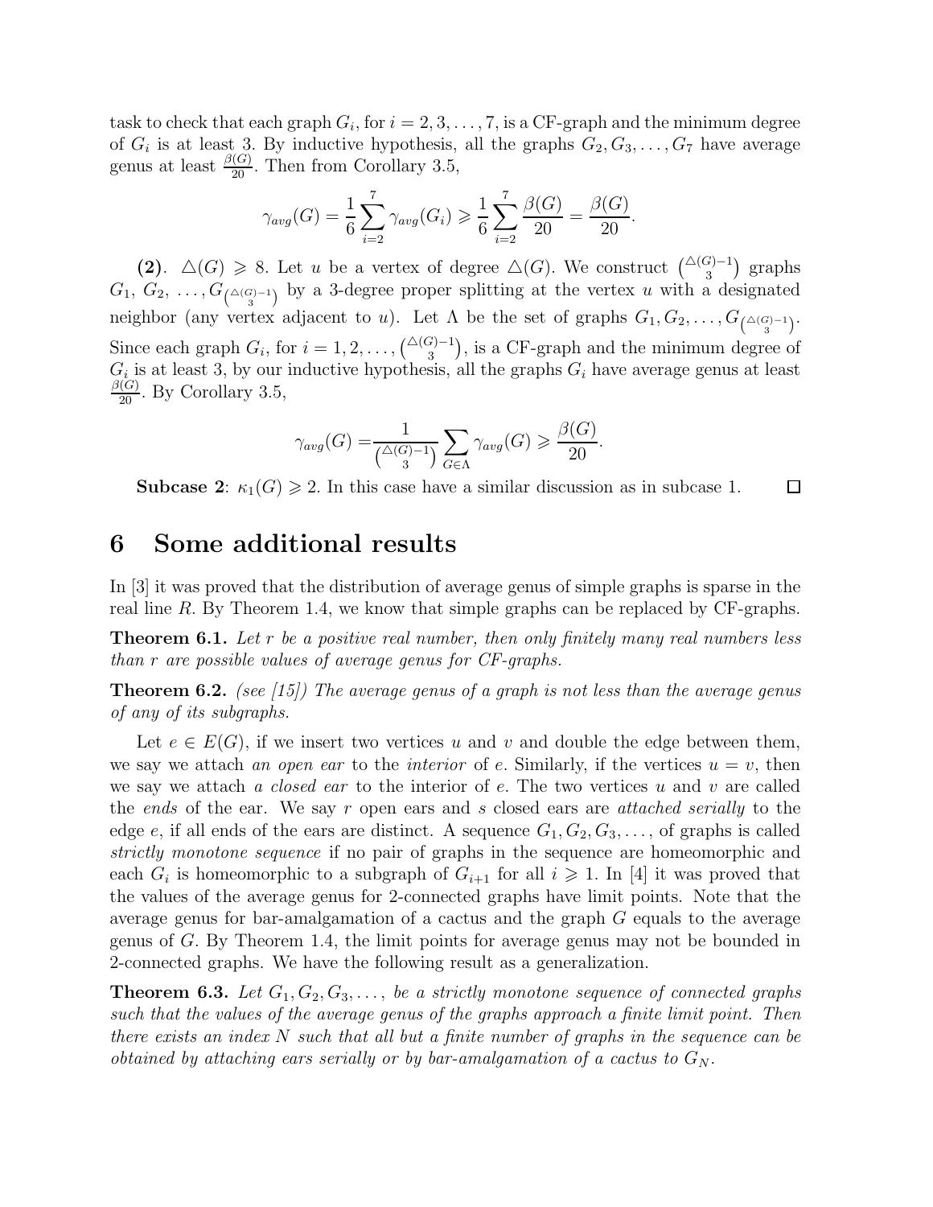task to check that each graph $G_i$, for $i = 2, 3, \ldots, 7$, is a CF-graph and the minimum degree of $G_i$ is at least 3. By inductive hypothesis, all the graphs $G_2, G_3, \ldots, G_7$ have average genus at least $\frac{\beta(G)}{20}$. Then from Corollary 3.5,

$$\gamma_{avg}(G) = \frac{1}{6}\sum_{i=2}^{7}\gamma_{avg}(G_i) \geqslant \frac{1}{6}\sum_{i=2}^{7}\frac{\beta(G)}{20} = \frac{\beta(G)}{20}.$$

**(2)**. $\triangle(G) \geqslant 8$. Let $u$ be a vertex of degree $\triangle(G)$. We construct $\binom{\triangle(G)-1}{3}$ graphs $G_1, G_2, \ldots, G_{\binom{\triangle(G)-1}{3}}$ by a 3-degree proper splitting at the vertex $u$ with a designated neighbor (any vertex adjacent to $u$). Let $\Lambda$ be the set of graphs $G_1, G_2, \ldots, G_{\binom{\triangle(G)-1}{3}}$. Since each graph $G_i$, for $i = 1, 2, \ldots, \binom{\triangle(G)-1}{3}$, is a CF-graph and the minimum degree of $G_i$ is at least 3, by our inductive hypothesis, all the graphs $G_i$ have average genus at least $\frac{\beta(G)}{20}$. By Corollary 3.5,

$$\gamma_{avg}(G) = \frac{1}{\binom{\triangle(G)-1}{3}}\sum_{G\in\Lambda}\gamma_{avg}(G) \geqslant \frac{\beta(G)}{20}.$$

**Subcase 2**: $\kappa_1(G) \geqslant 2$. In this case have a similar discussion as in subcase 1. □

# 6 Some additional results

In [3] it was proved that the distribution of average genus of simple graphs is sparse in the real line $R$. By Theorem 1.4, we know that simple graphs can be replaced by CF-graphs.

**Theorem 6.1.** *Let $r$ be a positive real number, then only finitely many real numbers less than $r$ are possible values of average genus for CF-graphs.*

**Theorem 6.2.** *(see [15]) The average genus of a graph is not less than the average genus of any of its subgraphs.*

Let $e \in E(G)$, if we insert two vertices $u$ and $v$ and double the edge between them, we say we attach *an open ear* to the *interior* of $e$. Similarly, if the vertices $u = v$, then we say we attach *a closed ear* to the interior of $e$. The two vertices $u$ and $v$ are called the *ends* of the ear. We say $r$ open ears and $s$ closed ears are *attached serially* to the edge $e$, if all ends of the ears are distinct. A sequence $G_1, G_2, G_3, \ldots,$ of graphs is called *strictly monotone sequence* if no pair of graphs in the sequence are homeomorphic and each $G_i$ is homeomorphic to a subgraph of $G_{i+1}$ for all $i \geqslant 1$. In [4] it was proved that the values of the average genus for 2-connected graphs have limit points. Note that the average genus for bar-amalgamation of a cactus and the graph $G$ equals to the average genus of $G$. By Theorem 1.4, the limit points for average genus may not be bounded in 2-connected graphs. We have the following result as a generalization.

**Theorem 6.3.** *Let $G_1, G_2, G_3, \ldots,$ be a strictly monotone sequence of connected graphs such that the values of the average genus of the graphs approach a finite limit point. Then there exists an index $N$ such that all but a finite number of graphs in the sequence can be obtained by attaching ears serially or by bar-amalgamation of a cactus to $G_N$.*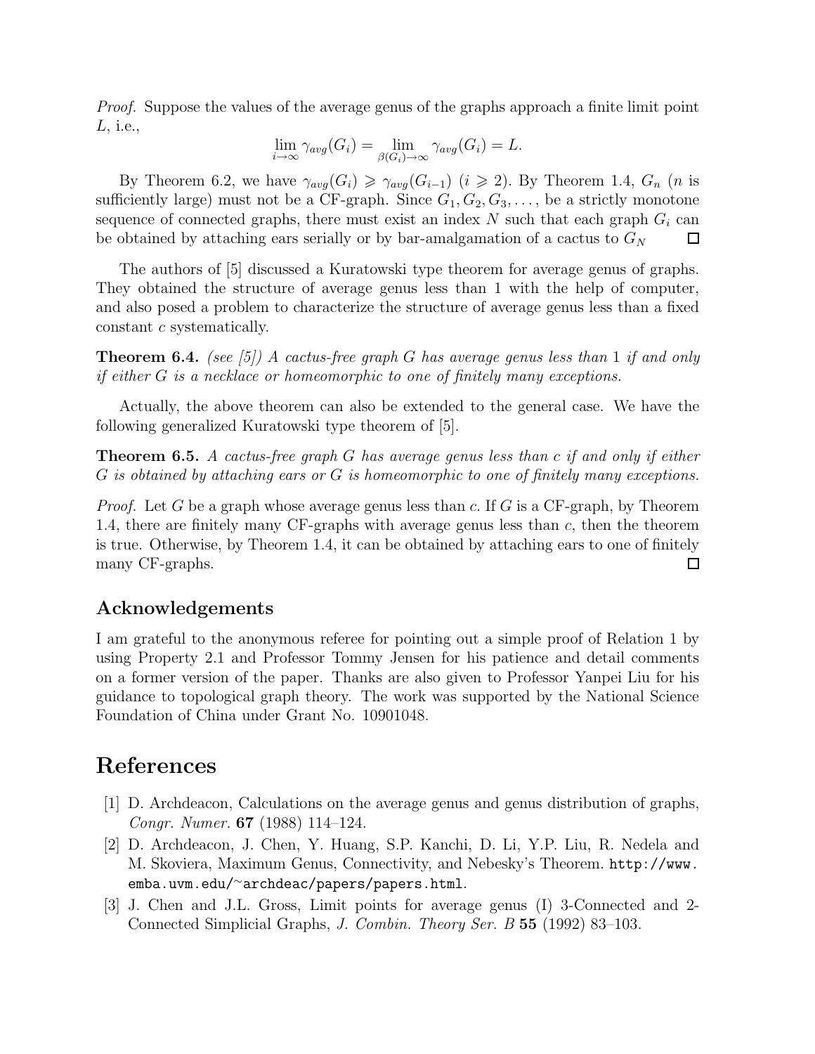*Proof.* Suppose the values of the average genus of the graphs approach a finite limit point $L$, i.e.,

$$\lim_{i\to\infty} \gamma_{avg}(G_i) = \lim_{\beta(G_i)\to\infty} \gamma_{avg}(G_i) = L.$$

By Theorem 6.2, we have $\gamma_{avg}(G_i) \geqslant \gamma_{avg}(G_{i-1})$ $(i \geqslant 2)$. By Theorem 1.4, $G_n$ ($n$ is sufficiently large) must not be a CF-graph. Since $G_1, G_2, G_3, \ldots,$ be a strictly monotone sequence of connected graphs, there must exist an index $N$ such that each graph $G_i$ can be obtained by attaching ears serially or by bar-amalgamation of a cactus to $G_N$ □

The authors of [5] discussed a Kuratowski type theorem for average genus of graphs. They obtained the structure of average genus less than 1 with the help of computer, and also posed a problem to characterize the structure of average genus less than a fixed constant $c$ systematically.

**Theorem 6.4.** *(see [5]) A cactus-free graph $G$ has average genus less than 1 if and only if either $G$ is a necklace or homeomorphic to one of finitely many exceptions.*

Actually, the above theorem can also be extended to the general case. We have the following generalized Kuratowski type theorem of [5].

**Theorem 6.5.** *A cactus-free graph $G$ has average genus less than $c$ if and only if either $G$ is obtained by attaching ears or $G$ is homeomorphic to one of finitely many exceptions.*

*Proof.* Let $G$ be a graph whose average genus less than $c$. If $G$ is a CF-graph, by Theorem 1.4, there are finitely many CF-graphs with average genus less than $c$, then the theorem is true. Otherwise, by Theorem 1.4, it can be obtained by attaching ears to one of finitely many CF-graphs. □

## Acknowledgements

I am grateful to the anonymous referee for pointing out a simple proof of Relation 1 by using Property 2.1 and Professor Tommy Jensen for his patience and detail comments on a former version of the paper. Thanks are also given to Professor Yanpei Liu for his guidance to topological graph theory. The work was supported by the National Science Foundation of China under Grant No. 10901048.

# References

[1] D. Archdeacon, Calculations on the average genus and genus distribution of graphs, *Congr. Numer.* **67** (1988) 114–124.

[2] D. Archdeacon, J. Chen, Y. Huang, S.P. Kanchi, D. Li, Y.P. Liu, R. Nedela and M. Skoviera, Maximum Genus, Connectivity, and Nebesky's Theorem. `http://www.emba.uvm.edu/~archdeac/papers/papers.html`.

[3] J. Chen and J.L. Gross, Limit points for average genus (I) 3-Connected and 2-Connected Simplicial Graphs, *J. Combin. Theory Ser. B* **55** (1992) 83–103.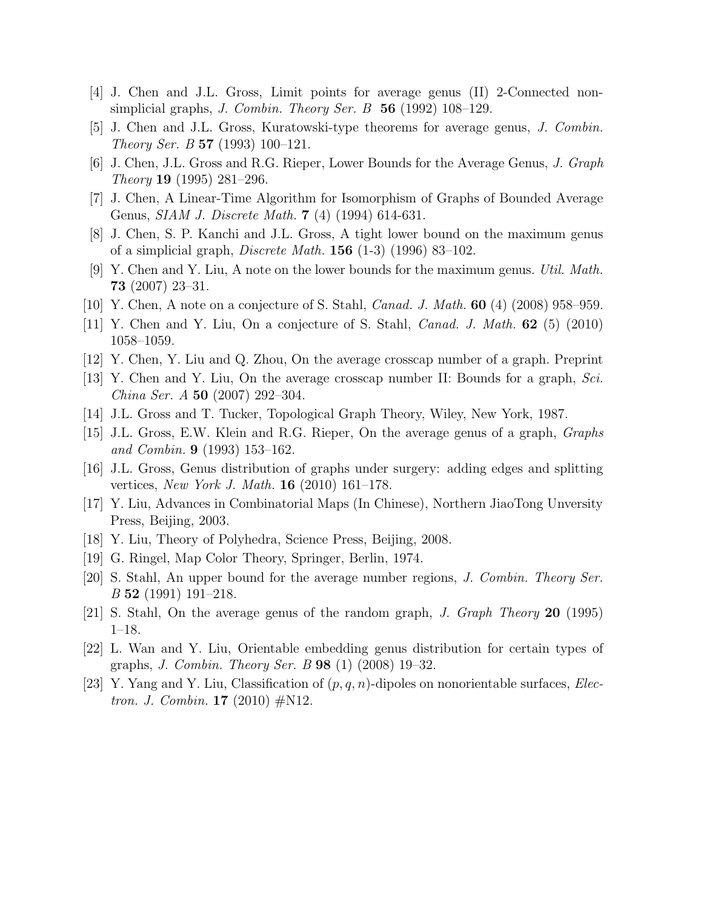[4] J. Chen and J.L. Gross, Limit points for average genus (II) 2-Connected non-simplicial graphs, *J. Combin. Theory Ser. B* **56** (1992) 108–129.

[5] J. Chen and J.L. Gross, Kuratowski-type theorems for average genus, *J. Combin. Theory Ser. B* **57** (1993) 100–121.

[6] J. Chen, J.L. Gross and R.G. Rieper, Lower Bounds for the Average Genus, *J. Graph Theory* **19** (1995) 281–296.

[7] J. Chen, A Linear-Time Algorithm for Isomorphism of Graphs of Bounded Average Genus, *SIAM J. Discrete Math.* **7** (4) (1994) 614-631.

[8] J. Chen, S. P. Kanchi and J.L. Gross, A tight lower bound on the maximum genus of a simplicial graph, *Discrete Math.* **156** (1-3) (1996) 83–102.

[9] Y. Chen and Y. Liu, A note on the lower bounds for the maximum genus. *Util. Math.* **73** (2007) 23–31.

[10] Y. Chen, A note on a conjecture of S. Stahl, *Canad. J. Math.* **60** (4) (2008) 958–959.

[11] Y. Chen and Y. Liu, On a conjecture of S. Stahl, *Canad. J. Math.* **62** (5) (2010) 1058–1059.

[12] Y. Chen, Y. Liu and Q. Zhou, On the average crosscap number of a graph. Preprint

[13] Y. Chen and Y. Liu, On the average crosscap number II: Bounds for a graph, *Sci. China Ser. A* **50** (2007) 292–304.

[14] J.L. Gross and T. Tucker, Topological Graph Theory, Wiley, New York, 1987.

[15] J.L. Gross, E.W. Klein and R.G. Rieper, On the average genus of a graph, *Graphs and Combin.* **9** (1993) 153–162.

[16] J.L. Gross, Genus distribution of graphs under surgery: adding edges and splitting vertices, *New York J. Math.* **16** (2010) 161–178.

[17] Y. Liu, Advances in Combinatorial Maps (In Chinese), Northern JiaoTong Unversity Press, Beijing, 2003.

[18] Y. Liu, Theory of Polyhedra, Science Press, Beijing, 2008.

[19] G. Ringel, Map Color Theory, Springer, Berlin, 1974.

[20] S. Stahl, An upper bound for the average number regions, *J. Combin. Theory Ser. B* **52** (1991) 191–218.

[21] S. Stahl, On the average genus of the random graph, *J. Graph Theory* **20** (1995) 1–18.

[22] L. Wan and Y. Liu, Orientable embedding genus distribution for certain types of graphs, *J. Combin. Theory Ser. B* **98** (1) (2008) 19–32.

[23] Y. Yang and Y. Liu, Classification of $(p, q, n)$-dipoles on nonorientable surfaces, *Electron. J. Combin.* **17** (2010) #N12.